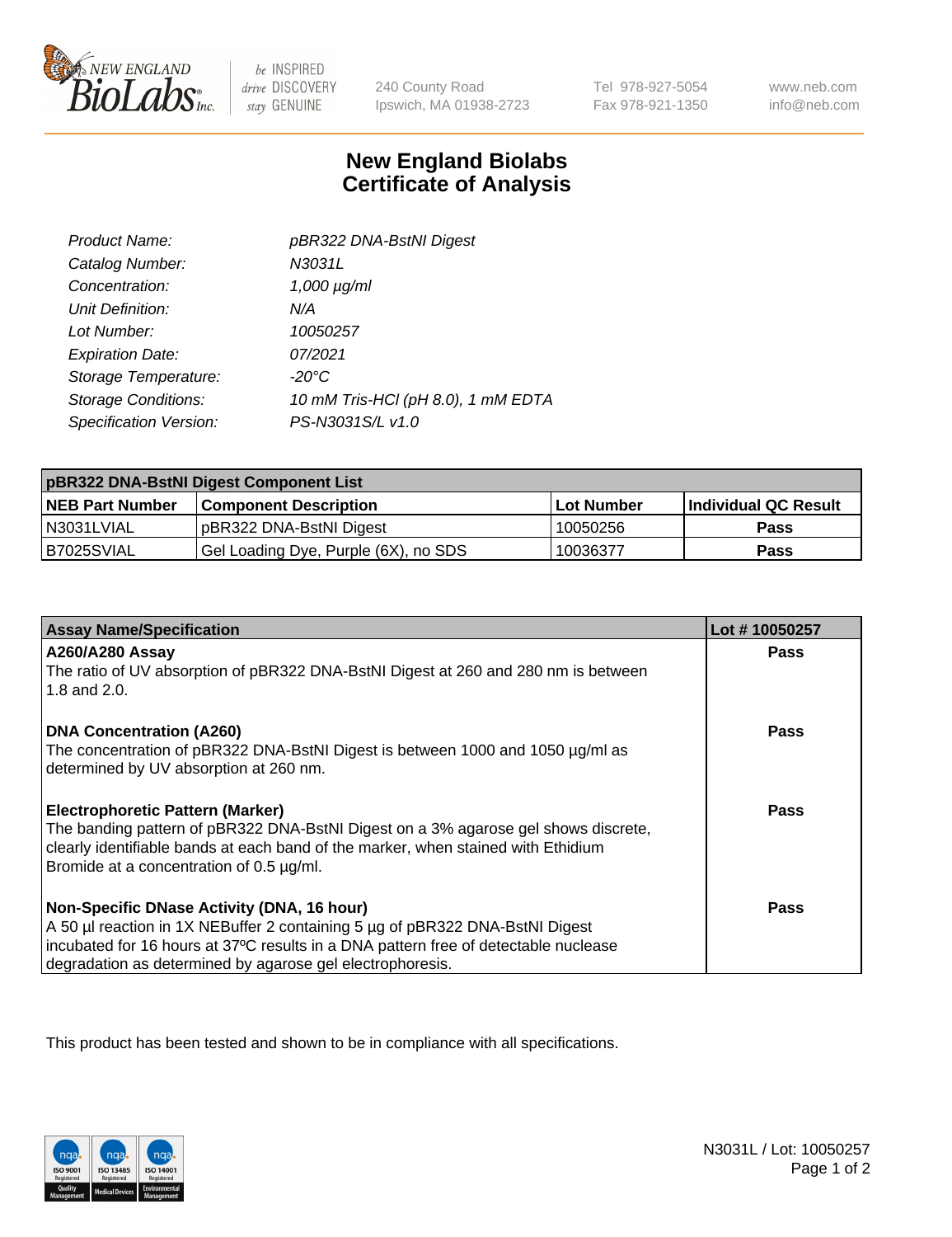240 County Road
Ipswich, MA 01938-2723

Tel 978-927-5054
Fax 978-921-1350

www.neb.com
info@neb.com

# New England Biolabs Certificate of Analysis

| | |
|---|---|
| *Product Name:* | *pBR322 DNA-BstNI Digest* |
| *Catalog Number:* | *N3031L* |
| *Concentration:* | *1,000 µg/ml* |
| *Unit Definition:* | *N/A* |
| *Lot Number:* | *10050257* |
| *Expiration Date:* | *07/2021* |
| *Storage Temperature:* | *-20°C* |
| *Storage Conditions:* | *10 mM Tris-HCl (pH 8.0), 1 mM EDTA* |
| *Specification Version:* | *PS-N3031S/L v1.0* |

| pBR322 DNA-BstNI Digest Component List | | | |
|---|---|---|---|
| **NEB Part Number** | **Component Description** | **Lot Number** | **Individual QC Result** |
| N3031LVIAL | pBR322 DNA-BstNI Digest | 10050256 | **Pass** |
| B7025SVIAL | Gel Loading Dye, Purple (6X), no SDS | 10036377 | **Pass** |

| Assay Name/Specification | Lot # 10050257 |
|---|---|
| **A260/A280 Assay**<br>The ratio of UV absorption of pBR322 DNA-BstNI Digest at 260 and 280 nm is between 1.8 and 2.0. | **Pass** |
| **DNA Concentration (A260)**<br>The concentration of pBR322 DNA-BstNI Digest is between 1000 and 1050 µg/ml as determined by UV absorption at 260 nm. | **Pass** |
| **Electrophoretic Pattern (Marker)**<br>The banding pattern of pBR322 DNA-BstNI Digest on a 3% agarose gel shows discrete, clearly identifiable bands at each band of the marker, when stained with Ethidium Bromide at a concentration of 0.5 µg/ml. | **Pass** |
| **Non-Specific DNase Activity (DNA, 16 hour)**<br>A 50 µl reaction in 1X NEBuffer 2 containing 5 µg of pBR322 DNA-BstNI Digest incubated for 16 hours at 37ºC results in a DNA pattern free of detectable nuclease degradation as determined by agarose gel electrophoresis. | **Pass** |

This product has been tested and shown to be in compliance with all specifications.

N3031L / Lot: 10050257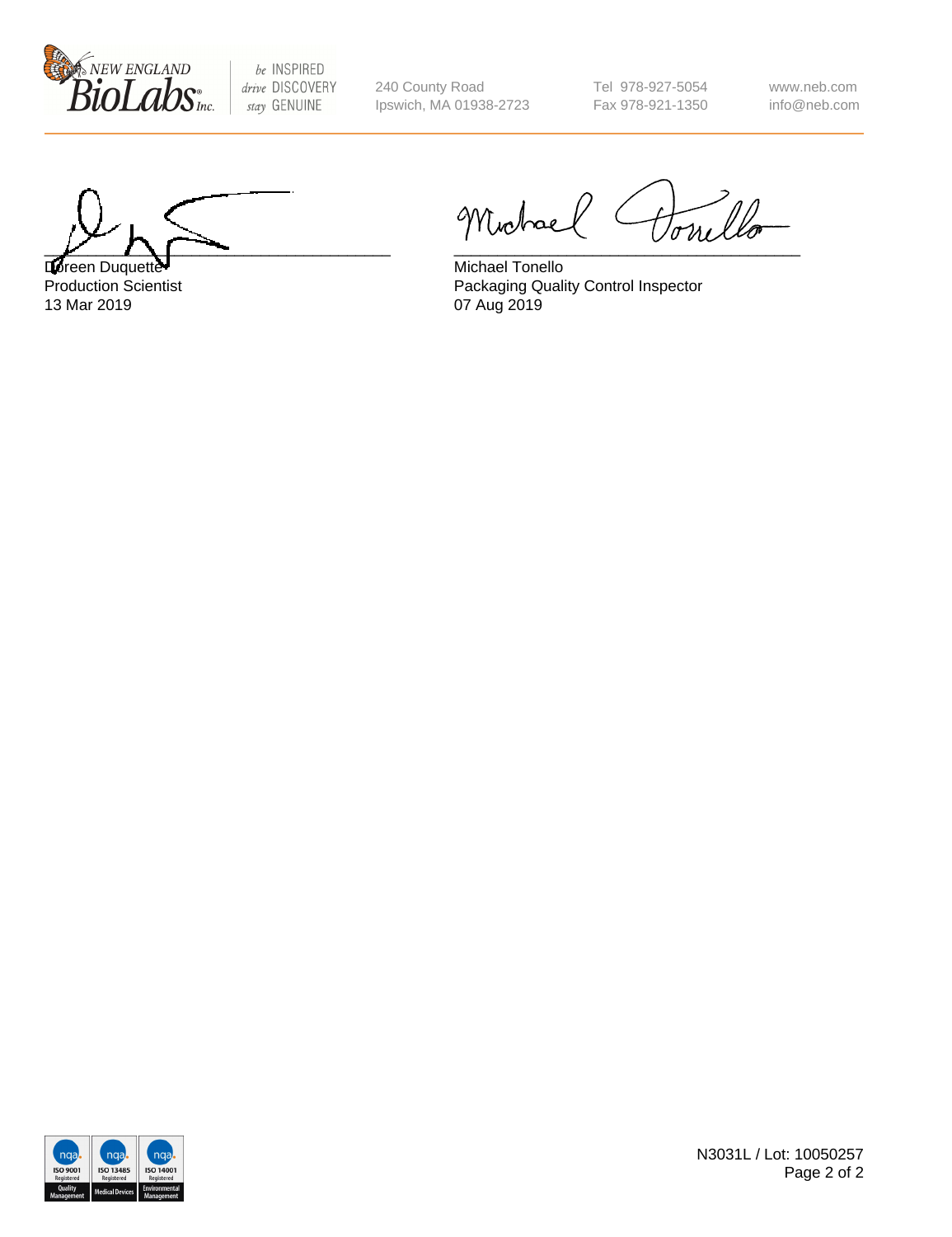Doreen Duquette
Production Scientist
13 Mar 2019

Michael Tonello
Packaging Quality Control Inspector
07 Aug 2019

N3031L / Lot: 10050257